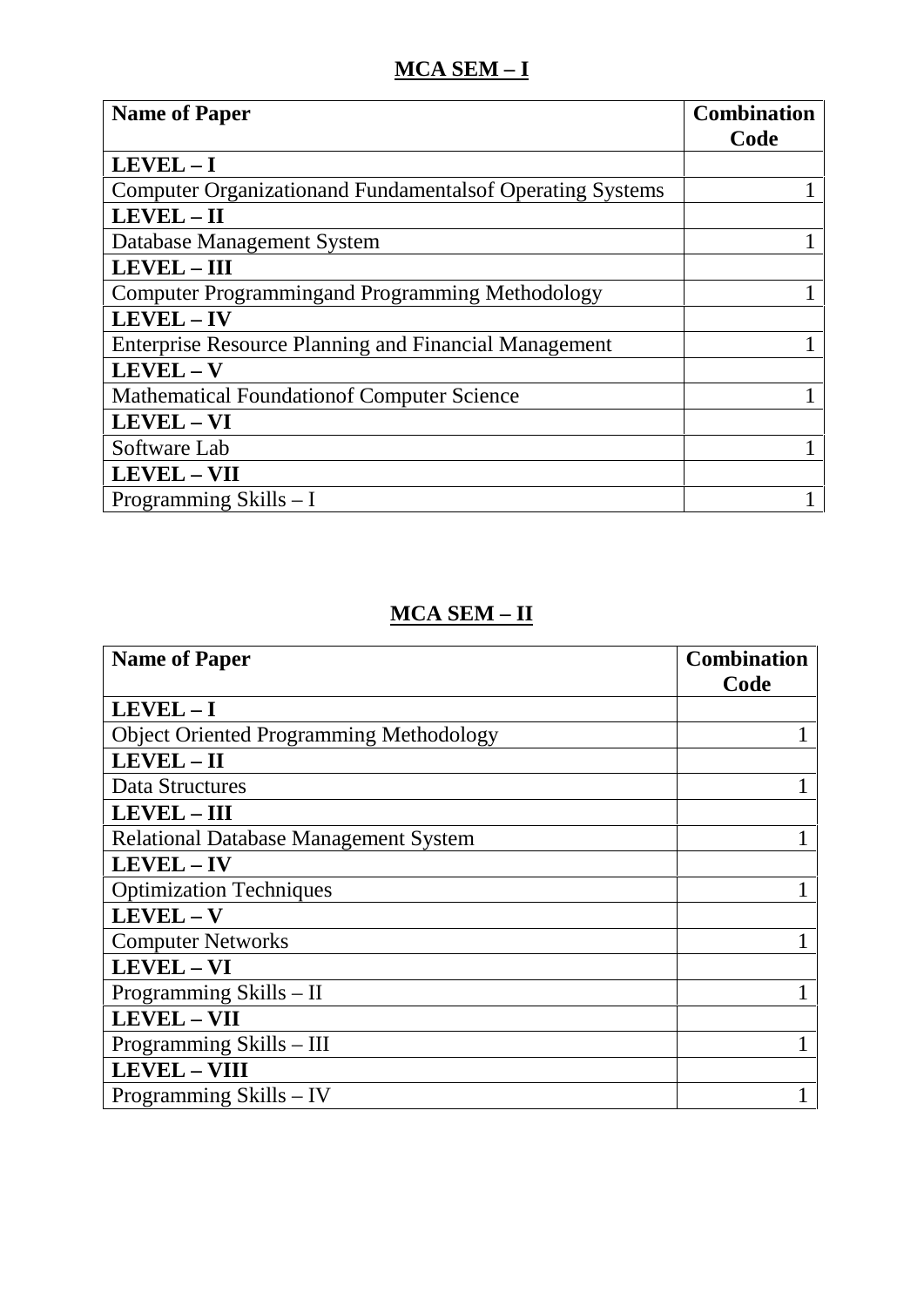## MCA SEM – I

| Name of Paper | Combination Code |
|---|---|
| **LEVEL – I** | |
| Computer Organizationand Fundamentalsof Operating Systems | 1 |
| **LEVEL – II** | |
| Database Management System | 1 |
| **LEVEL – III** | |
| Computer Programmingand Programming Methodology | 1 |
| **LEVEL – IV** | |
| Enterprise Resource Planning and Financial Management | 1 |
| **LEVEL – V** | |
| Mathematical Foundationof Computer Science | 1 |
| **LEVEL – VI** | |
| Software Lab | 1 |
| **LEVEL – VII** | |
| Programming Skills – I | 1 |

## MCA SEM – II

| Name of Paper | Combination Code |
|---|---|
| **LEVEL – I** | |
| Object Oriented Programming Methodology | 1 |
| **LEVEL – II** | |
| Data Structures | 1 |
| **LEVEL – III** | |
| Relational Database Management System | 1 |
| **LEVEL – IV** | |
| Optimization Techniques | 1 |
| **LEVEL – V** | |
| Computer Networks | 1 |
| **LEVEL – VI** | |
| Programming Skills – II | 1 |
| **LEVEL – VII** | |
| Programming Skills – III | 1 |
| **LEVEL – VIII** | |
| Programming Skills – IV | 1 |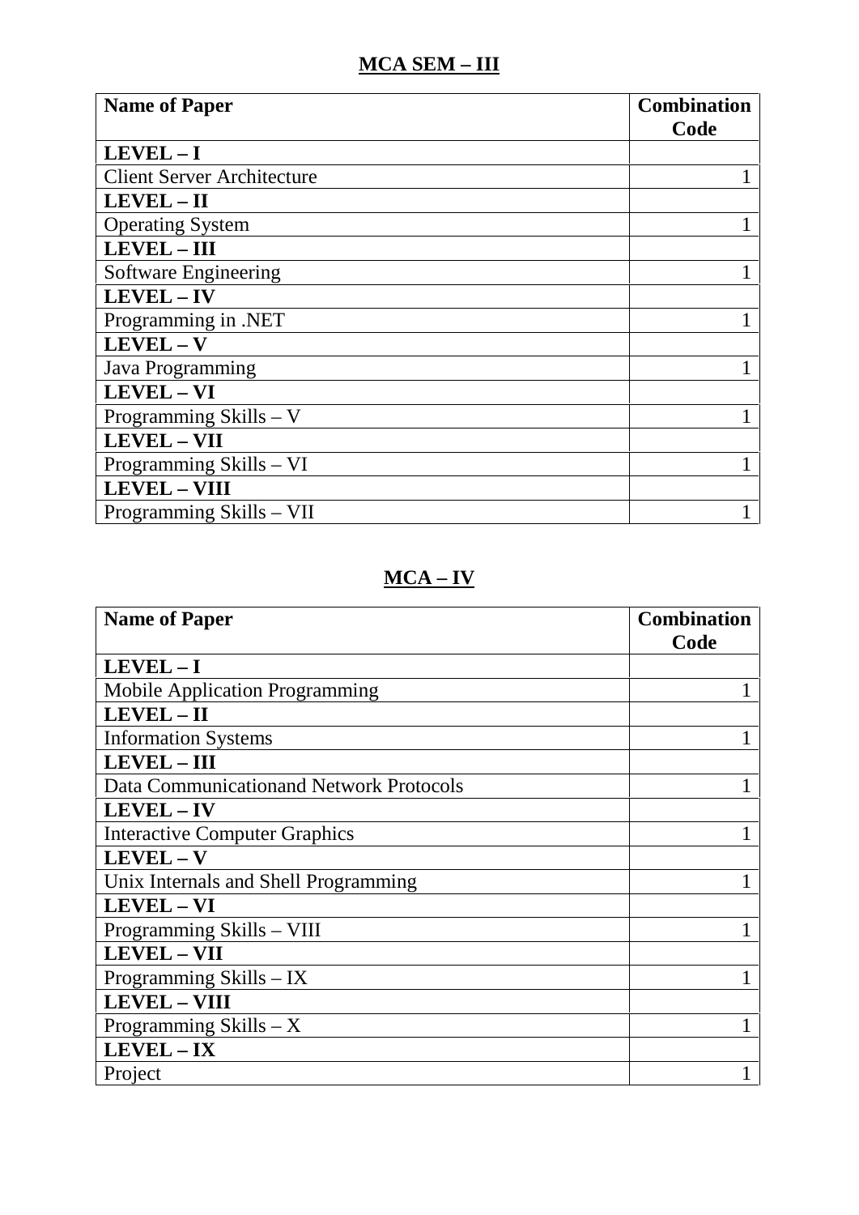## MCA SEM – III

| Name of Paper | Combination Code |
|---|---|
| **LEVEL – I** | |
| Client Server Architecture | 1 |
| **LEVEL – II** | |
| Operating System | 1 |
| **LEVEL – III** | |
| Software Engineering | 1 |
| **LEVEL – IV** | |
| Programming in .NET | 1 |
| **LEVEL – V** | |
| Java Programming | 1 |
| **LEVEL – VI** | |
| Programming Skills – V | 1 |
| **LEVEL – VII** | |
| Programming Skills – VI | 1 |
| **LEVEL – VIII** | |
| Programming Skills – VII | 1 |

## MCA – IV

| Name of Paper | Combination Code |
|---|---|
| **LEVEL – I** | |
| Mobile Application Programming | 1 |
| **LEVEL – II** | |
| Information Systems | 1 |
| **LEVEL – III** | |
| Data Communicationand Network Protocols | 1 |
| **LEVEL – IV** | |
| Interactive Computer Graphics | 1 |
| **LEVEL – V** | |
| Unix Internals and Shell Programming | 1 |
| **LEVEL – VI** | |
| Programming Skills – VIII | 1 |
| **LEVEL – VII** | |
| Programming Skills – IX | 1 |
| **LEVEL – VIII** | |
| Programming Skills – X | 1 |
| **LEVEL – IX** | |
| Project | 1 |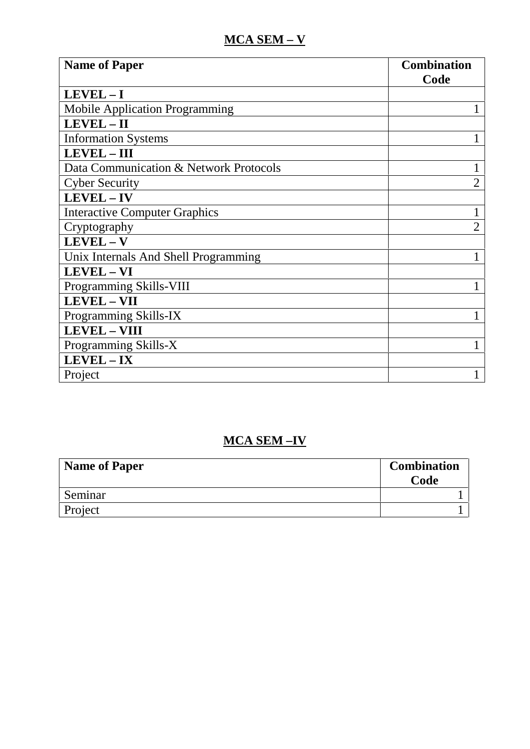## MCA SEM – V

| Name of Paper | Combination Code |
|---|---|
| **LEVEL – I** | |
| Mobile Application Programming | 1 |
| **LEVEL – II** | |
| Information Systems | 1 |
| **LEVEL – III** | |
| Data Communication & Network Protocols | 1 |
| Cyber Security | 2 |
| **LEVEL – IV** | |
| Interactive Computer Graphics | 1 |
| Cryptography | 2 |
| **LEVEL – V** | |
| Unix Internals And Shell Programming | 1 |
| **LEVEL – VI** | |
| Programming Skills-VIII | 1 |
| **LEVEL – VII** | |
| Programming Skills-IX | 1 |
| **LEVEL – VIII** | |
| Programming Skills-X | 1 |
| **LEVEL – IX** | |
| Project | 1 |

## MCA SEM –IV

| Name of Paper | Combination Code |
|---|---|
| Seminar | 1 |
| Project | 1 |